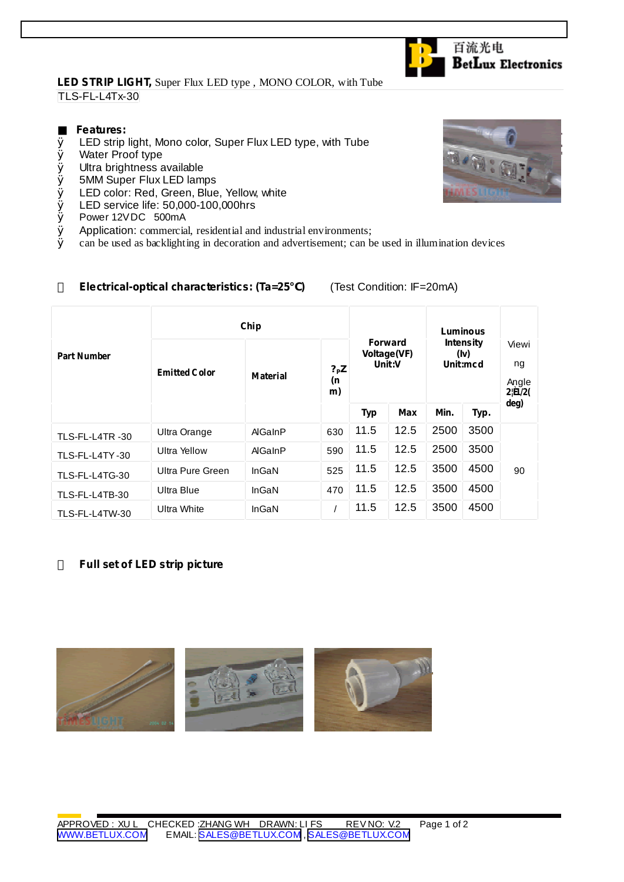百流光电
BetLux Electronics

**LED STRIP LIGHT,** Super Flux LED type , MONO COLOR, with Tube

TLS-FL-L4Tx-30

## Features:

- LED strip light, Mono color, Super Flux LED type, with Tube
- Water Proof type
- Ultra brightness available
- 5MM Super Flux LED lamps
- LED color: Red, Green, Blue, Yellow, white
- LED service life: 50,000-100,000hrs
- Power 12VDC 500mA
- Application: commercial, residential and industrial environments;
- can be used as backlighting in decoration and advertisement; can be used in illumination devices

## Electrical-optical characteristics: (Ta=25°C) (Test Condition: IF=20mA)

| Part Number | Chip | | | Forward Voltage(VF) Unit:V | | Luminous Intensity (Iv) Unit:mcd | | Viewing Angle 2θ1/2 (deg) |
|---|---|---|---|---|---|---|---|---|
| | Emitted Color | Material | λpZ (nm) | Typ | Max | Min. | Typ. | |
| TLS-FL-L4TR -30 | Ultra Orange | AlGaInP | 630 | 11.5 | 12.5 | 2500 | 3500 | 90 |
| TLS-FL-L4TY -30 | Ultra Yellow | AlGaInP | 590 | 11.5 | 12.5 | 2500 | 3500 | 90 |
| TLS-FL-L4TG-30 | Ultra Pure Green | InGaN | 525 | 11.5 | 12.5 | 3500 | 4500 | 90 |
| TLS-FL-L4TB-30 | Ultra Blue | InGaN | 470 | 11.5 | 12.5 | 3500 | 4500 | 90 |
| TLS-FL-L4TW-30 | Ultra White | InGaN | / | 11.5 | 12.5 | 3500 | 4500 | 90 |

## Full set of LED strip picture

APPROVED : XU L CHECKED :ZHANG WH DRAWN: LI FS REV NO: V.2

WWW.BETLUX.COM EMAIL: SALES@BETLUX.COM , SALES@BETLUX.COM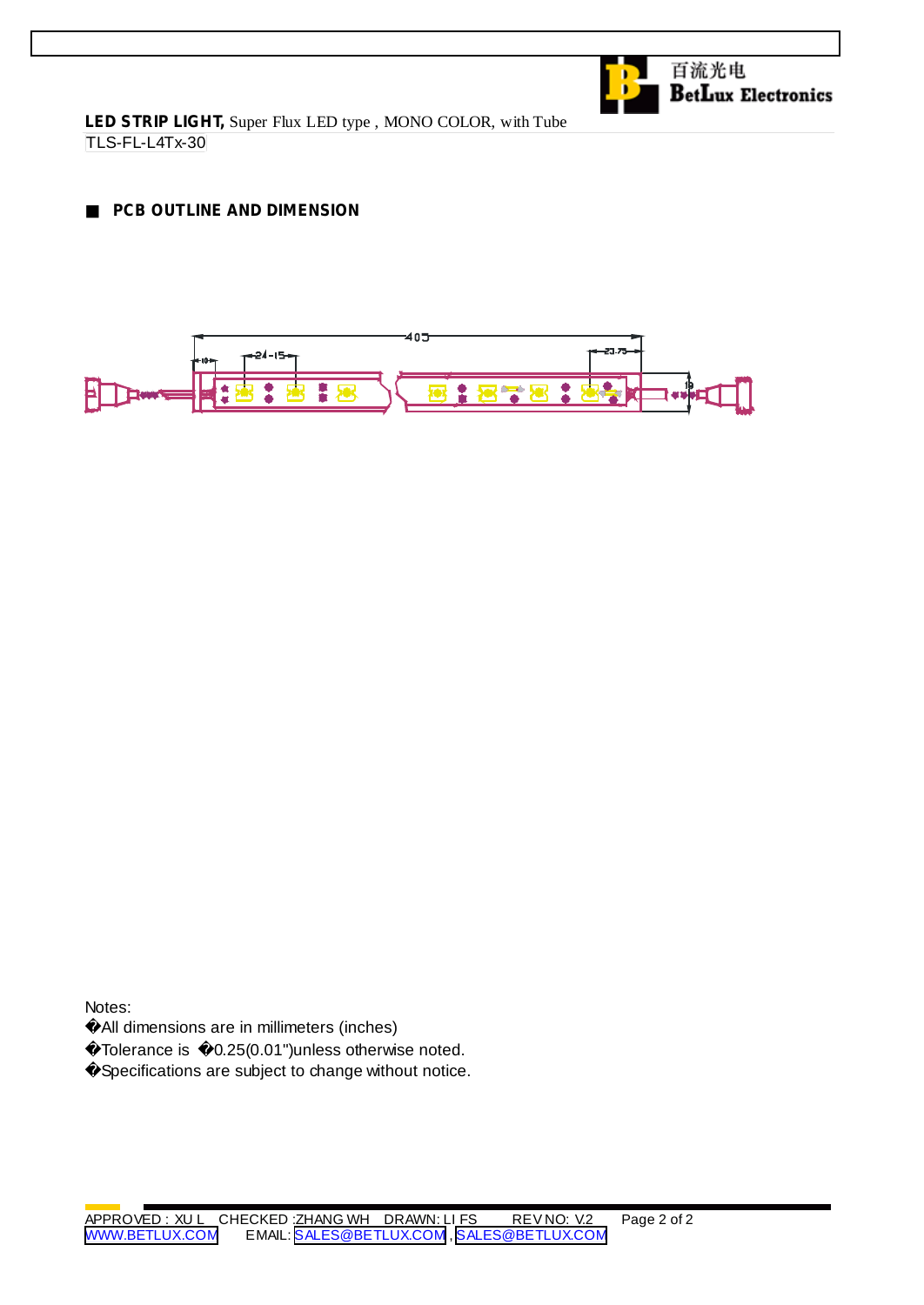**LED STRIP LIGHT,** Super Flux LED type , MONO COLOR, with Tube

TLS-FL-L4Tx-30

## ■ PCB OUTLINE AND DIMENSION

405

10

24-15

23.75

10

Notes:

�All dimensions are in millimeters (inches)

�Tolerance is �0.25(0.01")unless otherwise noted.

�Specifications are subject to change without notice.

APPROVED : XU L CHECKED :ZHANG WH DRAWN: LI FS REV NO: V.2

WWW.BETLUX.COM EMAIL: SALES@BETLUX.COM , SALES@BETLUX.COM